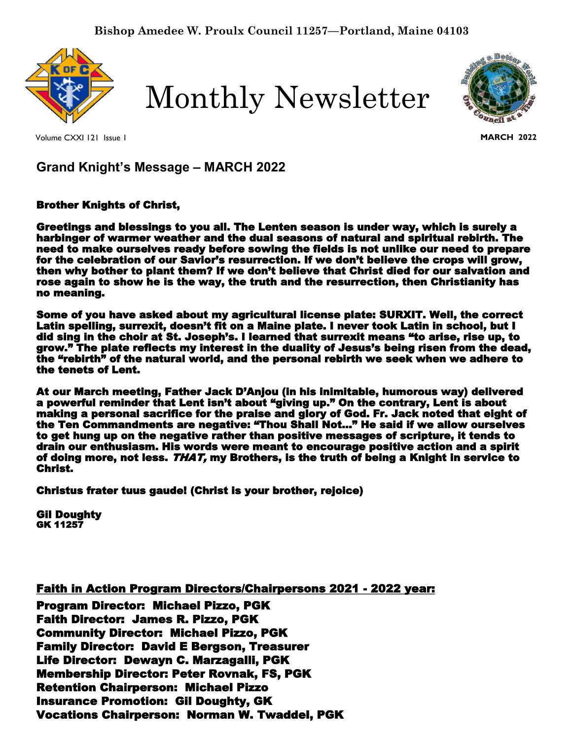Bishop Amedee W. Proulx Council 11257—Portland, Maine 04103

# Monthly Newsletter

Volume CXXI 121 Issue 1

**MARCH 2022**

## Grand Knight's Message – MARCH 2022

**Brother Knights of Christ,**

**Greetings and blessings to you all. The Lenten season is under way, which is surely a harbinger of warmer weather and the dual seasons of natural and spiritual rebirth. The need to make ourselves ready before sowing the fields is not unlike our need to prepare for the celebration of our Savior's resurrection. If we don't believe the crops will grow, then why bother to plant them? If we don't believe that Christ died for our salvation and rose again to show he is the way, the truth and the resurrection, then Christianity has no meaning.**

**Some of you have asked about my agricultural license plate: SURXIT. Well, the correct Latin spelling, surrexit, doesn't fit on a Maine plate. I never took Latin in school, but I did sing in the choir at St. Joseph's. I learned that surrexit means "to arise, rise up, to grow." The plate reflects my interest in the duality of Jesus's being risen from the dead, the "rebirth" of the natural world, and the personal rebirth we seek when we adhere to the tenets of Lent.**

**At our March meeting, Father Jack D'Anjou (in his inimitable, humorous way) delivered a powerful reminder that Lent isn't about "giving up." On the contrary, Lent is about making a personal sacrifice for the praise and glory of God. Fr. Jack noted that eight of the Ten Commandments are negative: "Thou Shall Not…" He said if we allow ourselves to get hung up on the negative rather than positive messages of scripture, it tends to drain our enthusiasm. His words were meant to encourage positive action and a spirit of doing more, not less. *THAT,* my Brothers, is the truth of being a Knight in service to Christ.**

**Christus frater tuus gaude! (Christ is your brother, rejoice)**

**Gil Doughty**
**GK 11257**

**Faith in Action Program Directors/Chairpersons 2021 - 2022 year:**

**Program Director: Michael Pizzo, PGK**
**Faith Director: James R. Pizzo, PGK**
**Community Director: Michael Pizzo, PGK**
**Family Director: David E Bergson, Treasurer**
**Life Director: Dewayn C. Marzagalli, PGK**
**Membership Director: Peter Rovnak, FS, PGK**
**Retention Chairperson: Michael Pizzo**
**Insurance Promotion: Gil Doughty, GK**
**Vocations Chairperson: Norman W. Twaddel, PGK**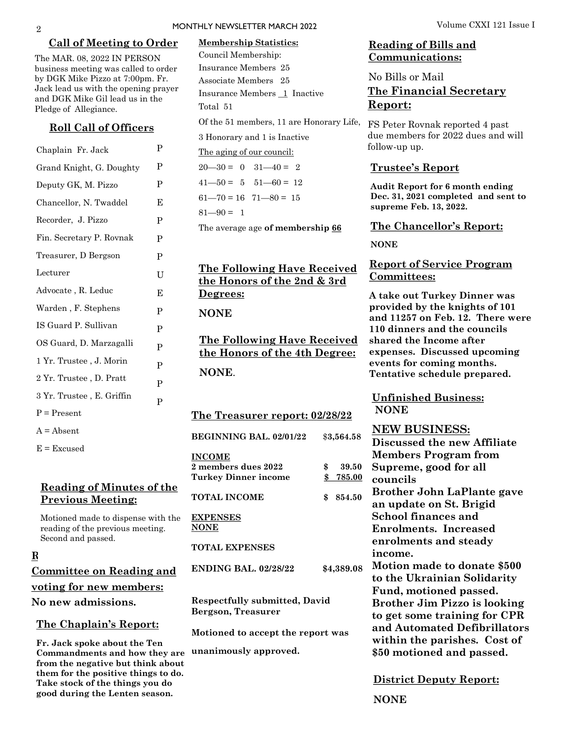## Call of Meeting to Order

The MAR. 08, 2022 IN PERSON business meeting was called to order by DGK Mike Pizzo at 7:00pm. Fr. Jack lead us with the opening prayer and DGK Mike Gil lead us in the Pledge of Allegiance.

## Roll Call of Officers

| | |
|---|---|
| Chaplain Fr. Jack | P |
| Grand Knight, G. Doughty | P |
| Deputy GK, M. Pizzo | P |
| Chancellor, N. Twaddel | E |
| Recorder, J. Pizzo | P |
| Fin. Secretary P. Rovnak | P |
| Treasurer, D Bergson | P |
| Lecturer | U |
| Advocate , R. Leduc | E |
| Warden , F. Stephens | P |
| IS Guard P. Sullivan | P |
| OS Guard, D. Marzagalli | P |
| 1 Yr. Trustee , J. Morin | P |
| 2 Yr. Trustee , D. Pratt | P |
| 3 Yr. Trustee , E. Griffin | P |

P = Present

A = Absent

E = Excused

## Reading of Minutes of the Previous Meeting:

Motioned made to dispense with the reading of the previous meeting. Second and passed.

## Committee on Reading and voting for new members:

**No new admissions.**

## The Chaplain's Report:

**Fr. Jack spoke about the Ten Commandments and how they are from the negative but think about them for the positive things to do. Take stock of the things you do good during the Lenten season.**

**Membership Statistics:**

Council Membership:

Insurance Members 25

Associate Members 25

Insurance Members 1 Inactive

Total 51

Of the 51 members, 11 are Honorary Life, 3 Honorary and 1 is Inactive

The aging of our council:

20—30 = 0 31—40 = 2

41—50 = 5 51—60 = 12

61—70 = 16 71—80 = 15

81—90 = 1

The average age **of membership 66**

## The Following Have Received the Honors of the 2nd & 3rd Degrees:

**NONE**

## The Following Have Received the Honors of the 4th Degree:

**NONE.**

## The Treasurer report: 02/28/22

| | |
|---|---|
| **BEGINNING BAL. 02/01/22** | $3,564.58 |
| **INCOME** | |
| **2 members dues 2022** | **$ 39.50** |
| **Turkey Dinner income** | **$ 785.00** |
| **TOTAL INCOME** | **$ 854.50** |
| **EXPENSES** | |
| **NONE** | |
| **TOTAL EXPENSES** | |
| **ENDING BAL. 02/28/22** | **$4,389.08** |

**Respectfully submitted, David Bergson, Treasurer**

**Motioned to accept the report was unanimously approved.**

## Reading of Bills and Communications:

No Bills or Mail

## The Financial Secretary Report:

FS Peter Rovnak reported 4 past due members for 2022 dues and will follow-up up.

## Trustee's Report

**Audit Report for 6 month ending Dec. 31, 2021 completed and sent to supreme Feb. 13, 2022.**

## The Chancellor's Report:

**NONE**

## Report of Service Program Committees:

**A take out Turkey Dinner was provided by the knights of 101 and 11257 on Feb. 12. There were 110 dinners and the councils shared the Income after expenses. Discussed upcoming events for coming months. Tentative schedule prepared.**

## Unfinished Business:

**NONE**

## NEW BUSINESS:

**Discussed the new Affiliate Members Program from Supreme, good for all councils**

**Brother John LaPlante gave an update on St. Brigid School finances and Enrolments. Increased enrolments and steady income.**

**Motion made to donate $500 to the Ukrainian Solidarity Fund, motioned passed.**

**Brother Jim Pizzo is looking to get some training for CPR and Automated Defibrillators within the parishes. Cost of $50 motioned and passed.**

## District Deputy Report:

**NONE**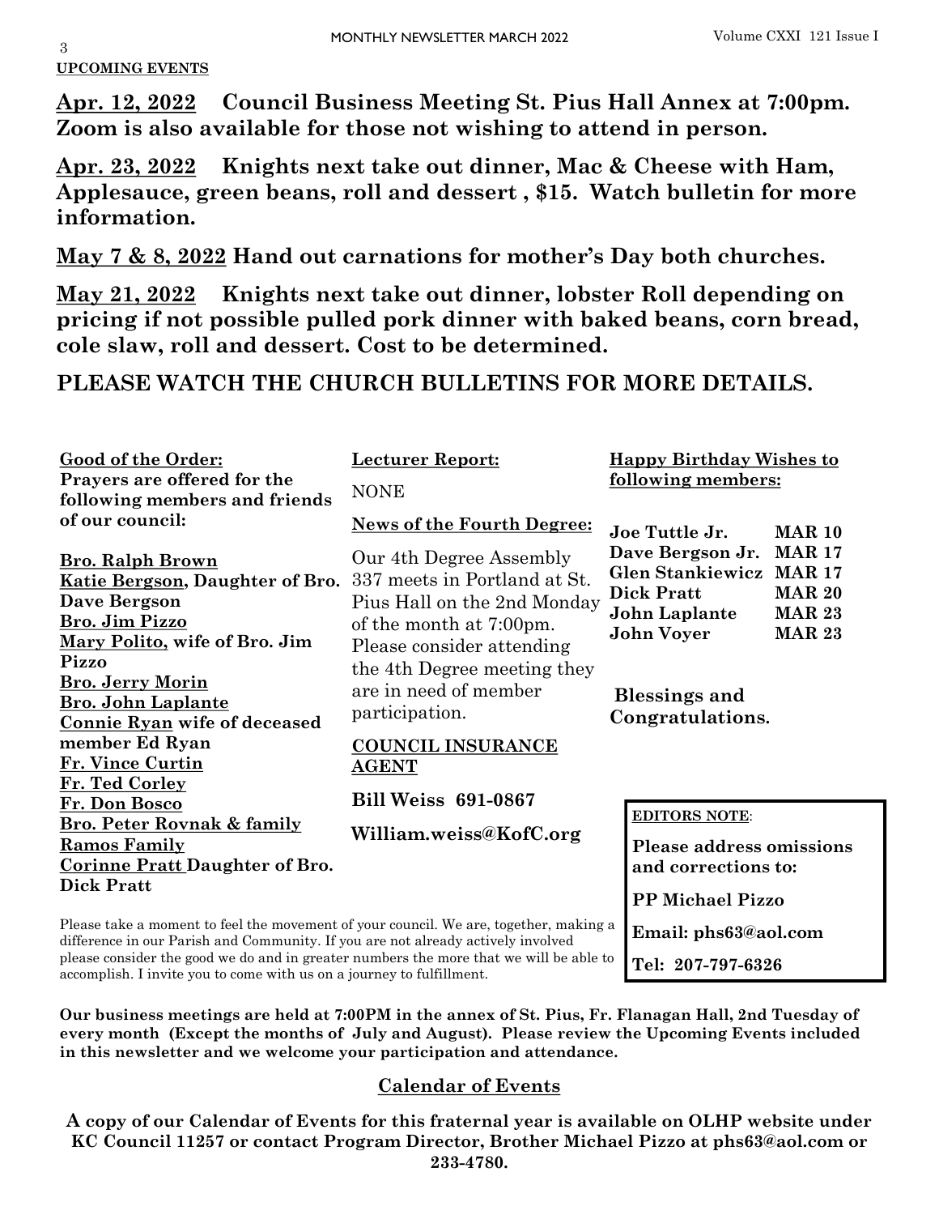**UPCOMING EVENTS**

**Apr. 12, 2022** **Council Business Meeting St. Pius Hall Annex at 7:00pm. Zoom is also available for those not wishing to attend in person.**

**Apr. 23, 2022** **Knights next take out dinner, Mac & Cheese with Ham, Applesauce, green beans, roll and dessert , $15. Watch bulletin for more information.**

**May 7 & 8, 2022** **Hand out carnations for mother's Day both churches.**

**May 21, 2022** **Knights next take out dinner, lobster Roll depending on pricing if not possible pulled pork dinner with baked beans, corn bread, cole slaw, roll and dessert. Cost to be determined.**

**PLEASE WATCH THE CHURCH BULLETINS FOR MORE DETAILS.**

**Good of the Order:**
**Prayers are offered for the following members and friends of our council:**

**Bro. Ralph Brown**
**Katie Bergson, Daughter of Bro. Dave Bergson**
**Bro. Jim Pizzo**
**Mary Polito, wife of Bro. Jim Pizzo**
**Bro. Jerry Morin**
**Bro. John Laplante**
**Connie Ryan wife of deceased member Ed Ryan**
**Fr. Vince Curtin**
**Fr. Ted Corley**
**Fr. Don Bosco**
**Bro. Peter Rovnak & family**
**Ramos Family**
**Corinne Pratt Daughter of Bro. Dick Pratt**

**Lecturer Report:**

NONE

**News of the Fourth Degree:**

Our 4th Degree Assembly 337 meets in Portland at St. Pius Hall on the 2nd Monday of the month at 7:00pm. Please consider attending the 4th Degree meeting they are in need of member participation.

**COUNCIL INSURANCE AGENT**

**Bill Weiss 691-0867**

**William.weiss@KofC.org**

**Happy Birthday Wishes to following members:**

| | |
|---|---|
| **Joe Tuttle Jr.** | **MAR 10** |
| **Dave Bergson Jr.** | **MAR 17** |
| **Glen Stankiewicz** | **MAR 17** |
| **Dick Pratt** | **MAR 20** |
| **John Laplante** | **MAR 23** |
| **John Voyer** | **MAR 23** |

**Blessings and Congratulations.**

**EDITORS NOTE**:

**Please address omissions and corrections to:**

**PP Michael Pizzo**

**Email: phs63@aol.com**

**Tel: 207-797-6326**

Please take a moment to feel the movement of your council. We are, together, making a difference in our Parish and Community. If you are not already actively involved please consider the good we do and in greater numbers the more that we will be able to accomplish. I invite you to come with us on a journey to fulfillment.

**Our business meetings are held at 7:00PM in the annex of St. Pius, Fr. Flanagan Hall, 2nd Tuesday of every month (Except the months of July and August). Please review the Upcoming Events included in this newsletter and we welcome your participation and attendance.**

## Calendar of Events

**A copy of our Calendar of Events for this fraternal year is available on OLHP website under KC Council 11257 or contact Program Director, Brother Michael Pizzo at phs63@aol.com or 233-4780.**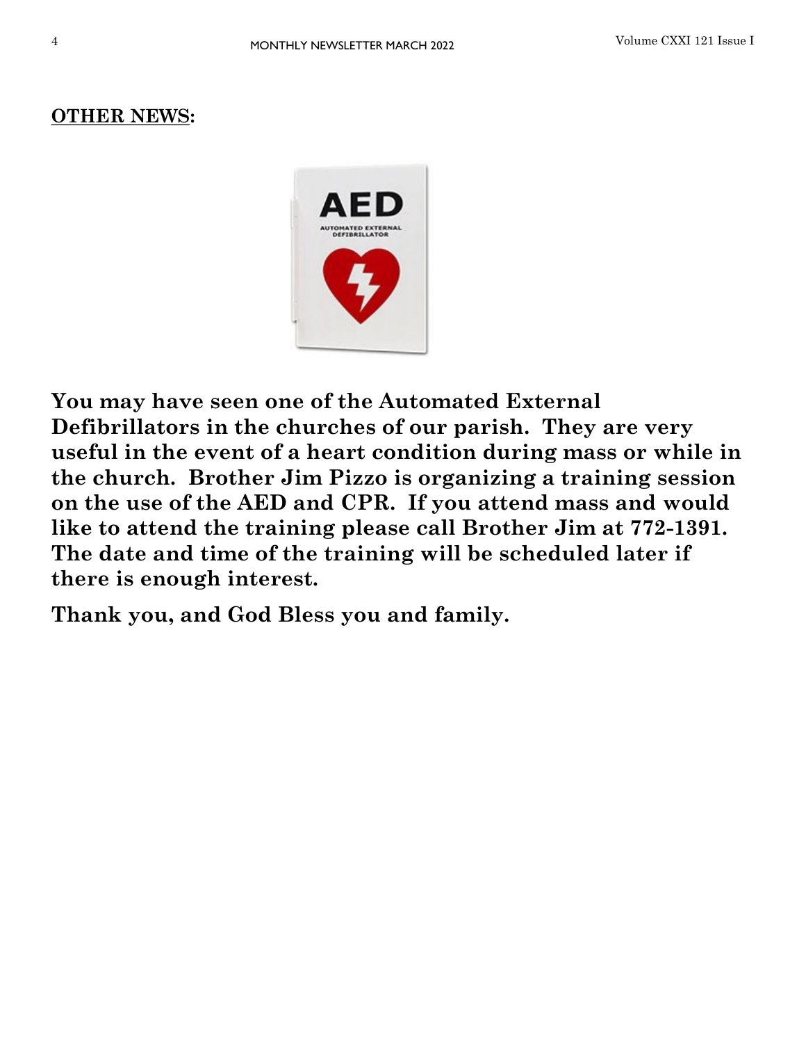**<u>OTHER NEWS</u>:**

**You may have seen one of the Automated External Defibrillators in the churches of our parish. They are very useful in the event of a heart condition during mass or while in the church. Brother Jim Pizzo is organizing a training session on the use of the AED and CPR. If you attend mass and would like to attend the training please call Brother Jim at 772-1391. The date and time of the training will be scheduled later if there is enough interest.**

**Thank you, and God Bless you and family.**